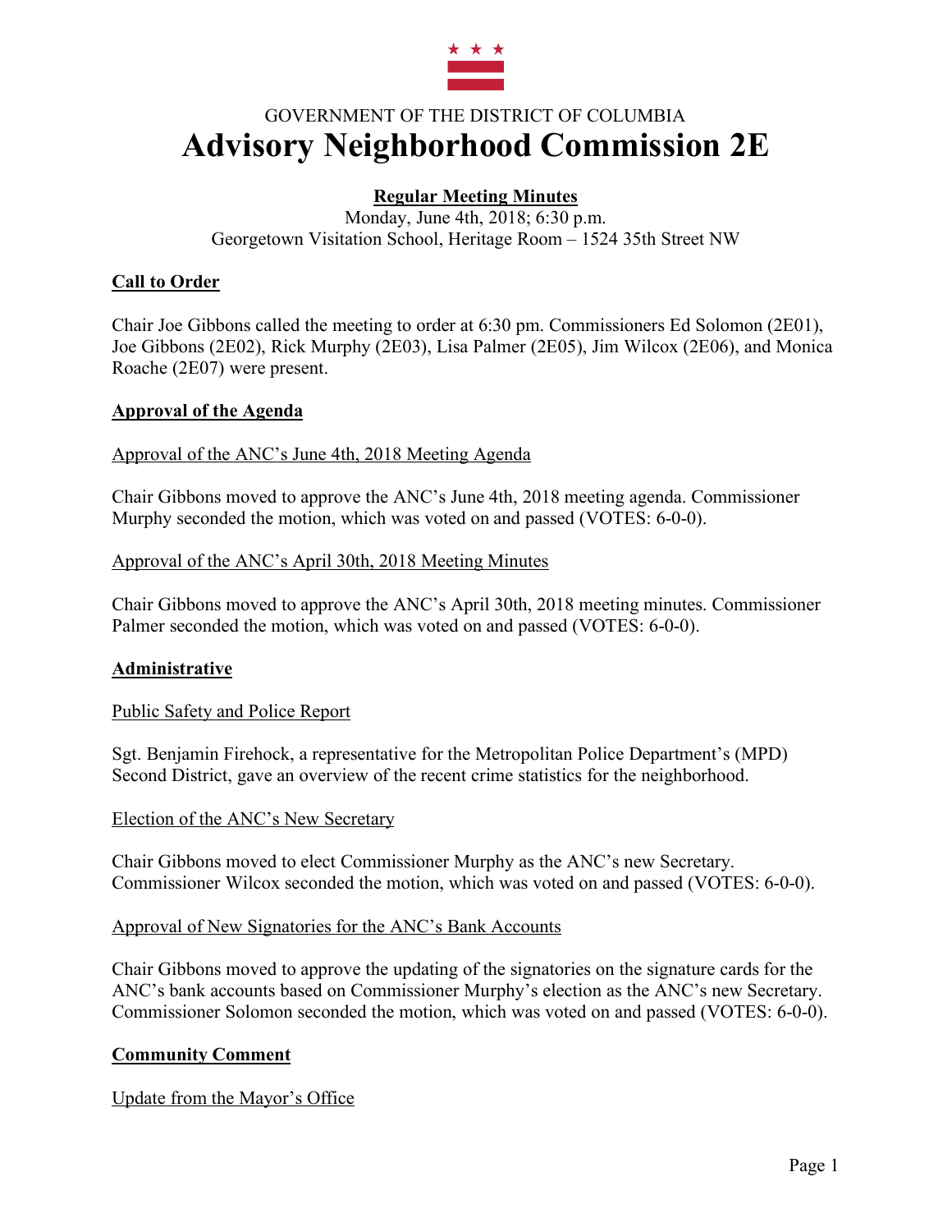GOVERNMENT OF THE DISTRICT OF COLUMBIA

# Advisory Neighborhood Commission 2E

**Regular Meeting Minutes**

Monday, June 4th, 2018; 6:30 p.m.
Georgetown Visitation School, Heritage Room – 1524 35th Street NW

## Call to Order

Chair Joe Gibbons called the meeting to order at 6:30 pm. Commissioners Ed Solomon (2E01), Joe Gibbons (2E02), Rick Murphy (2E03), Lisa Palmer (2E05), Jim Wilcox (2E06), and Monica Roache (2E07) were present.

## Approval of the Agenda

### Approval of the ANC's June 4th, 2018 Meeting Agenda

Chair Gibbons moved to approve the ANC's June 4th, 2018 meeting agenda. Commissioner Murphy seconded the motion, which was voted on and passed (VOTES: 6-0-0).

### Approval of the ANC's April 30th, 2018 Meeting Minutes

Chair Gibbons moved to approve the ANC's April 30th, 2018 meeting minutes. Commissioner Palmer seconded the motion, which was voted on and passed (VOTES: 6-0-0).

## Administrative

### Public Safety and Police Report

Sgt. Benjamin Firehock, a representative for the Metropolitan Police Department's (MPD) Second District, gave an overview of the recent crime statistics for the neighborhood.

### Election of the ANC's New Secretary

Chair Gibbons moved to elect Commissioner Murphy as the ANC's new Secretary. Commissioner Wilcox seconded the motion, which was voted on and passed (VOTES: 6-0-0).

### Approval of New Signatories for the ANC's Bank Accounts

Chair Gibbons moved to approve the updating of the signatories on the signature cards for the ANC's bank accounts based on Commissioner Murphy's election as the ANC's new Secretary. Commissioner Solomon seconded the motion, which was voted on and passed (VOTES: 6-0-0).

## Community Comment

### Update from the Mayor's Office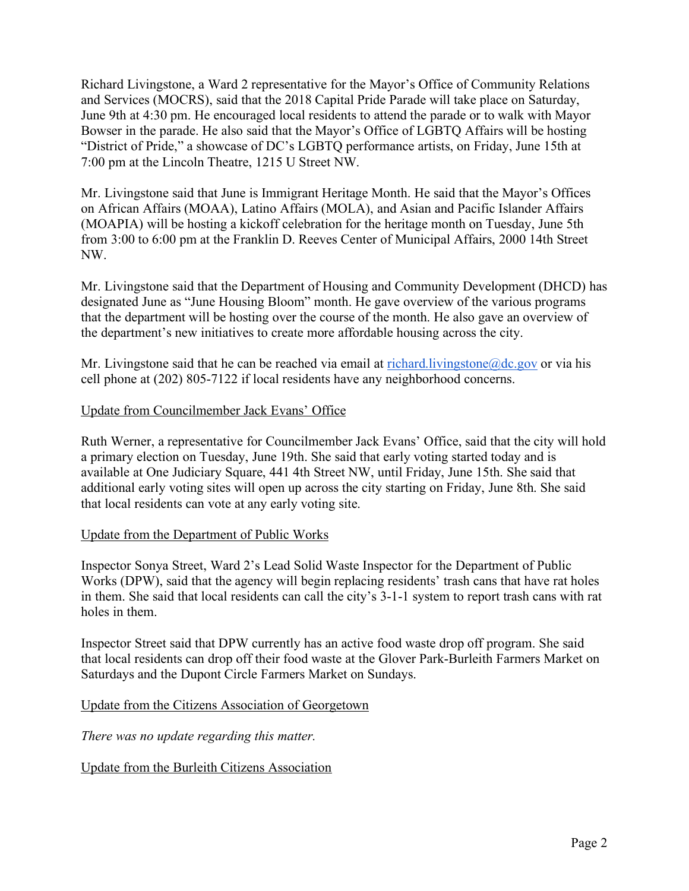Richard Livingstone, a Ward 2 representative for the Mayor's Office of Community Relations and Services (MOCRS), said that the 2018 Capital Pride Parade will take place on Saturday, June 9th at 4:30 pm. He encouraged local residents to attend the parade or to walk with Mayor Bowser in the parade. He also said that the Mayor's Office of LGBTQ Affairs will be hosting "District of Pride," a showcase of DC's LGBTQ performance artists, on Friday, June 15th at 7:00 pm at the Lincoln Theatre, 1215 U Street NW.

Mr. Livingstone said that June is Immigrant Heritage Month. He said that the Mayor's Offices on African Affairs (MOAA), Latino Affairs (MOLA), and Asian and Pacific Islander Affairs (MOAPIA) will be hosting a kickoff celebration for the heritage month on Tuesday, June 5th from 3:00 to 6:00 pm at the Franklin D. Reeves Center of Municipal Affairs, 2000 14th Street NW.

Mr. Livingstone said that the Department of Housing and Community Development (DHCD) has designated June as "June Housing Bloom" month. He gave overview of the various programs that the department will be hosting over the course of the month. He also gave an overview of the department's new initiatives to create more affordable housing across the city.

Mr. Livingstone said that he can be reached via email at richard.livingstone@dc.gov or via his cell phone at (202) 805-7122 if local residents have any neighborhood concerns.

<u>Update from Councilmember Jack Evans' Office</u>

Ruth Werner, a representative for Councilmember Jack Evans' Office, said that the city will hold a primary election on Tuesday, June 19th. She said that early voting started today and is available at One Judiciary Square, 441 4th Street NW, until Friday, June 15th. She said that additional early voting sites will open up across the city starting on Friday, June 8th. She said that local residents can vote at any early voting site.

<u>Update from the Department of Public Works</u>

Inspector Sonya Street, Ward 2's Lead Solid Waste Inspector for the Department of Public Works (DPW), said that the agency will begin replacing residents' trash cans that have rat holes in them. She said that local residents can call the city's 3-1-1 system to report trash cans with rat holes in them.

Inspector Street said that DPW currently has an active food waste drop off program. She said that local residents can drop off their food waste at the Glover Park-Burleith Farmers Market on Saturdays and the Dupont Circle Farmers Market on Sundays.

<u>Update from the Citizens Association of Georgetown</u>

*There was no update regarding this matter.*

<u>Update from the Burleith Citizens Association</u>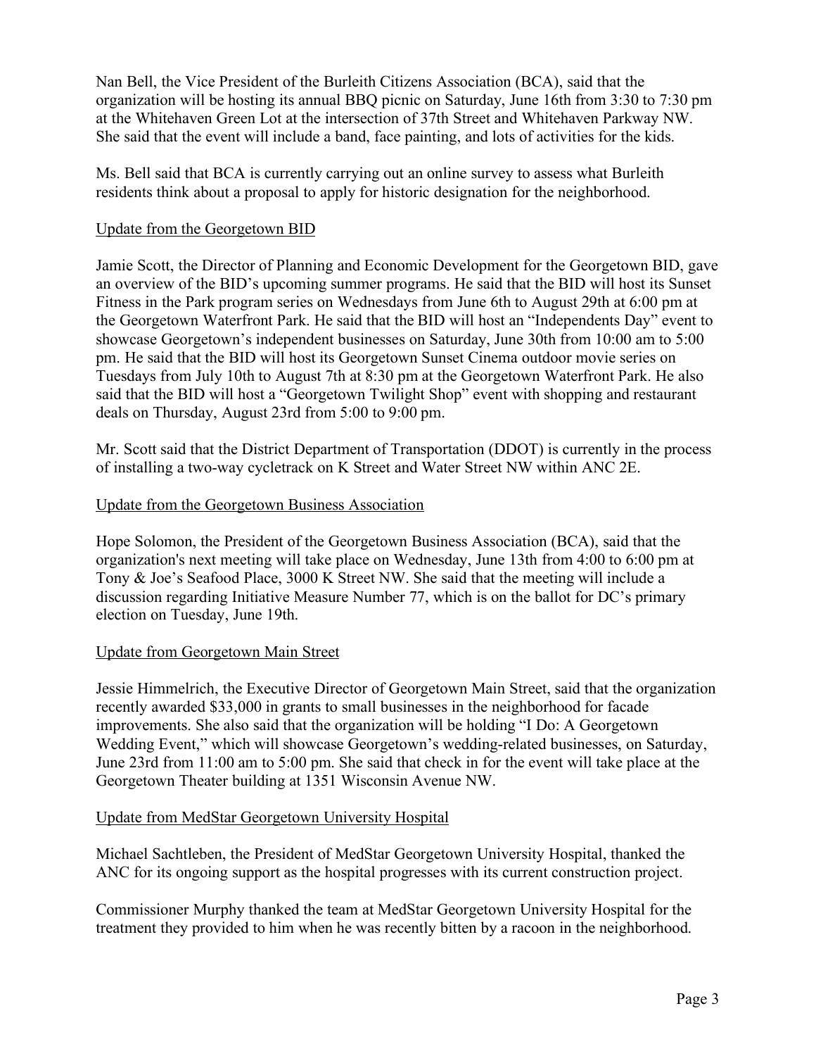Nan Bell, the Vice President of the Burleith Citizens Association (BCA), said that the organization will be hosting its annual BBQ picnic on Saturday, June 16th from 3:30 to 7:30 pm at the Whitehaven Green Lot at the intersection of 37th Street and Whitehaven Parkway NW. She said that the event will include a band, face painting, and lots of activities for the kids.

Ms. Bell said that BCA is currently carrying out an online survey to assess what Burleith residents think about a proposal to apply for historic designation for the neighborhood.

## Update from the Georgetown BID

Jamie Scott, the Director of Planning and Economic Development for the Georgetown BID, gave an overview of the BID's upcoming summer programs. He said that the BID will host its Sunset Fitness in the Park program series on Wednesdays from June 6th to August 29th at 6:00 pm at the Georgetown Waterfront Park. He said that the BID will host an "Independents Day" event to showcase Georgetown's independent businesses on Saturday, June 30th from 10:00 am to 5:00 pm. He said that the BID will host its Georgetown Sunset Cinema outdoor movie series on Tuesdays from July 10th to August 7th at 8:30 pm at the Georgetown Waterfront Park. He also said that the BID will host a "Georgetown Twilight Shop" event with shopping and restaurant deals on Thursday, August 23rd from 5:00 to 9:00 pm.

Mr. Scott said that the District Department of Transportation (DDOT) is currently in the process of installing a two-way cycletrack on K Street and Water Street NW within ANC 2E.

## Update from the Georgetown Business Association

Hope Solomon, the President of the Georgetown Business Association (BCA), said that the organization's next meeting will take place on Wednesday, June 13th from 4:00 to 6:00 pm at Tony & Joe's Seafood Place, 3000 K Street NW. She said that the meeting will include a discussion regarding Initiative Measure Number 77, which is on the ballot for DC's primary election on Tuesday, June 19th.

## Update from Georgetown Main Street

Jessie Himmelrich, the Executive Director of Georgetown Main Street, said that the organization recently awarded $33,000 in grants to small businesses in the neighborhood for facade improvements. She also said that the organization will be holding "I Do: A Georgetown Wedding Event," which will showcase Georgetown's wedding-related businesses, on Saturday, June 23rd from 11:00 am to 5:00 pm. She said that check in for the event will take place at the Georgetown Theater building at 1351 Wisconsin Avenue NW.

## Update from MedStar Georgetown University Hospital

Michael Sachtleben, the President of MedStar Georgetown University Hospital, thanked the ANC for its ongoing support as the hospital progresses with its current construction project.

Commissioner Murphy thanked the team at MedStar Georgetown University Hospital for the treatment they provided to him when he was recently bitten by a racoon in the neighborhood.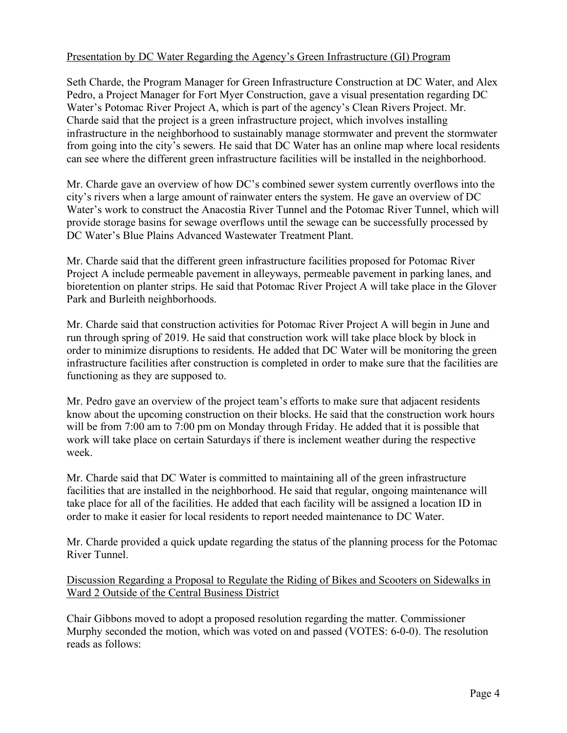Presentation by DC Water Regarding the Agency's Green Infrastructure (GI) Program

Seth Charde, the Program Manager for Green Infrastructure Construction at DC Water, and Alex Pedro, a Project Manager for Fort Myer Construction, gave a visual presentation regarding DC Water's Potomac River Project A, which is part of the agency's Clean Rivers Project. Mr. Charde said that the project is a green infrastructure project, which involves installing infrastructure in the neighborhood to sustainably manage stormwater and prevent the stormwater from going into the city's sewers. He said that DC Water has an online map where local residents can see where the different green infrastructure facilities will be installed in the neighborhood.

Mr. Charde gave an overview of how DC's combined sewer system currently overflows into the city's rivers when a large amount of rainwater enters the system. He gave an overview of DC Water's work to construct the Anacostia River Tunnel and the Potomac River Tunnel, which will provide storage basins for sewage overflows until the sewage can be successfully processed by DC Water's Blue Plains Advanced Wastewater Treatment Plant.

Mr. Charde said that the different green infrastructure facilities proposed for Potomac River Project A include permeable pavement in alleyways, permeable pavement in parking lanes, and bioretention on planter strips. He said that Potomac River Project A will take place in the Glover Park and Burleith neighborhoods.

Mr. Charde said that construction activities for Potomac River Project A will begin in June and run through spring of 2019. He said that construction work will take place block by block in order to minimize disruptions to residents. He added that DC Water will be monitoring the green infrastructure facilities after construction is completed in order to make sure that the facilities are functioning as they are supposed to.

Mr. Pedro gave an overview of the project team's efforts to make sure that adjacent residents know about the upcoming construction on their blocks. He said that the construction work hours will be from 7:00 am to 7:00 pm on Monday through Friday. He added that it is possible that work will take place on certain Saturdays if there is inclement weather during the respective week.

Mr. Charde said that DC Water is committed to maintaining all of the green infrastructure facilities that are installed in the neighborhood. He said that regular, ongoing maintenance will take place for all of the facilities. He added that each facility will be assigned a location ID in order to make it easier for local residents to report needed maintenance to DC Water.

Mr. Charde provided a quick update regarding the status of the planning process for the Potomac River Tunnel.

Discussion Regarding a Proposal to Regulate the Riding of Bikes and Scooters on Sidewalks in Ward 2 Outside of the Central Business District

Chair Gibbons moved to adopt a proposed resolution regarding the matter. Commissioner Murphy seconded the motion, which was voted on and passed (VOTES: 6-0-0). The resolution reads as follows: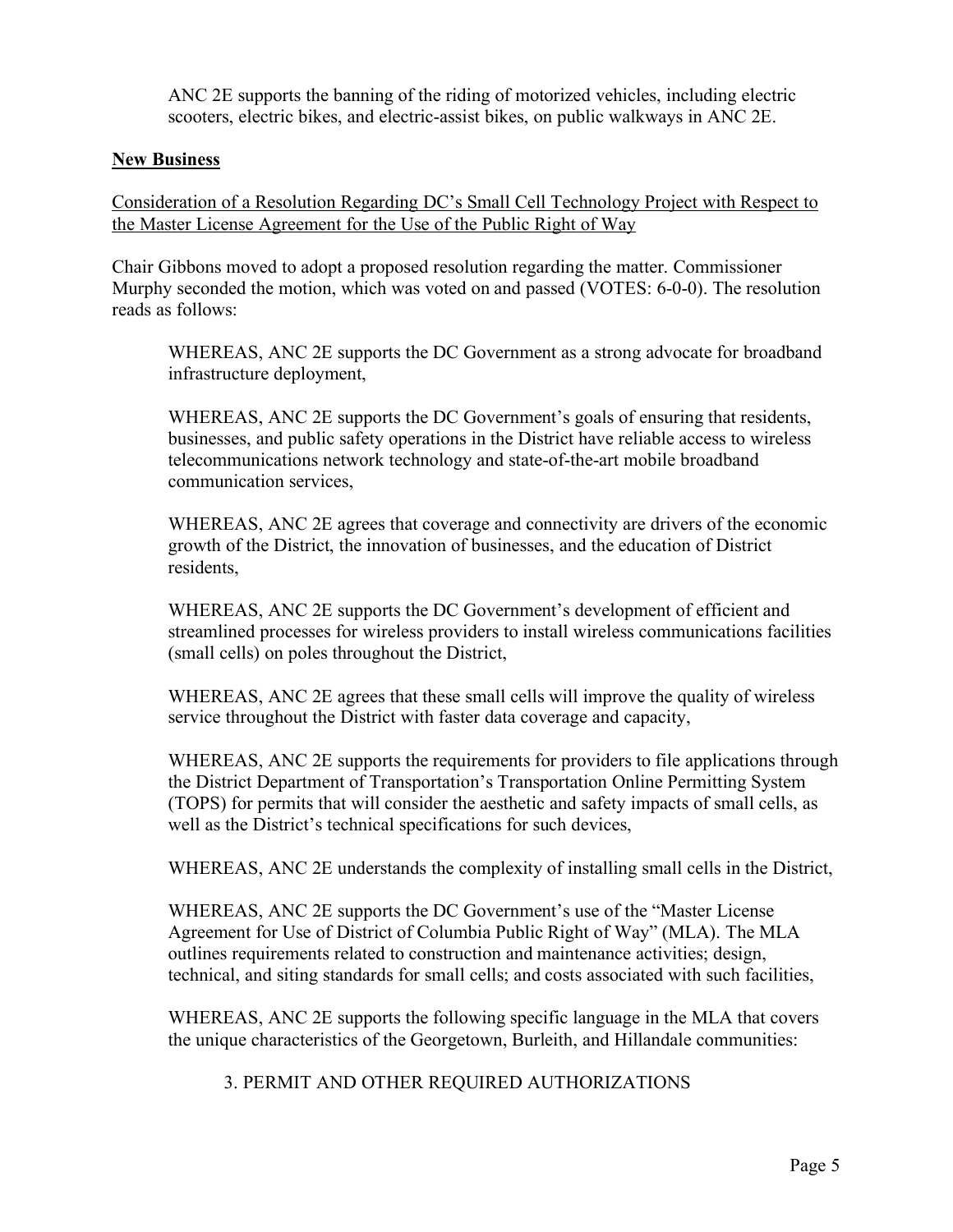ANC 2E supports the banning of the riding of motorized vehicles, including electric scooters, electric bikes, and electric-assist bikes, on public walkways in ANC 2E.

**New Business**

Consideration of a Resolution Regarding DC's Small Cell Technology Project with Respect to the Master License Agreement for the Use of the Public Right of Way

Chair Gibbons moved to adopt a proposed resolution regarding the matter. Commissioner Murphy seconded the motion, which was voted on and passed (VOTES: 6-0-0). The resolution reads as follows:

> WHEREAS, ANC 2E supports the DC Government as a strong advocate for broadband infrastructure deployment,
>
> WHEREAS, ANC 2E supports the DC Government's goals of ensuring that residents, businesses, and public safety operations in the District have reliable access to wireless telecommunications network technology and state-of-the-art mobile broadband communication services,
>
> WHEREAS, ANC 2E agrees that coverage and connectivity are drivers of the economic growth of the District, the innovation of businesses, and the education of District residents,
>
> WHEREAS, ANC 2E supports the DC Government's development of efficient and streamlined processes for wireless providers to install wireless communications facilities (small cells) on poles throughout the District,
>
> WHEREAS, ANC 2E agrees that these small cells will improve the quality of wireless service throughout the District with faster data coverage and capacity,
>
> WHEREAS, ANC 2E supports the requirements for providers to file applications through the District Department of Transportation's Transportation Online Permitting System (TOPS) for permits that will consider the aesthetic and safety impacts of small cells, as well as the District's technical specifications for such devices,
>
> WHEREAS, ANC 2E understands the complexity of installing small cells in the District,
>
> WHEREAS, ANC 2E supports the DC Government's use of the "Master License Agreement for Use of District of Columbia Public Right of Way" (MLA). The MLA outlines requirements related to construction and maintenance activities; design, technical, and siting standards for small cells; and costs associated with such facilities,
>
> WHEREAS, ANC 2E supports the following specific language in the MLA that covers the unique characteristics of the Georgetown, Burleith, and Hillandale communities:
>
> 3. PERMIT AND OTHER REQUIRED AUTHORIZATIONS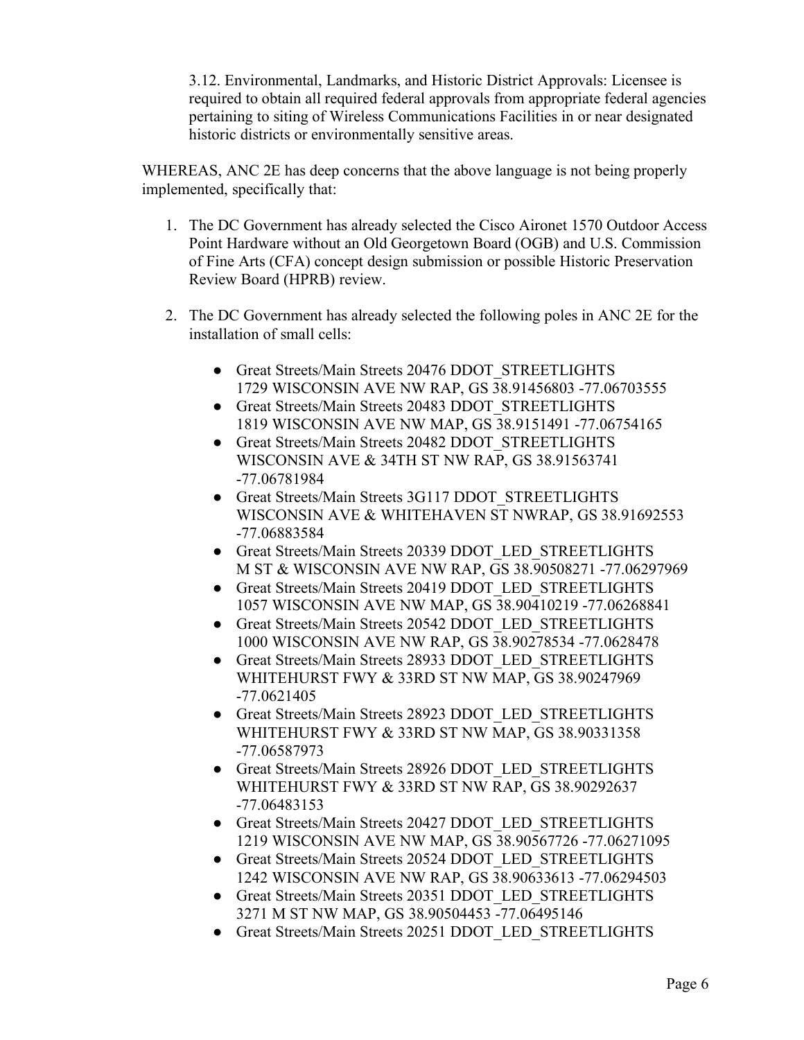3.12. Environmental, Landmarks, and Historic District Approvals: Licensee is required to obtain all required federal approvals from appropriate federal agencies pertaining to siting of Wireless Communications Facilities in or near designated historic districts or environmentally sensitive areas.

WHEREAS, ANC 2E has deep concerns that the above language is not being properly implemented, specifically that:

1. The DC Government has already selected the Cisco Aironet 1570 Outdoor Access Point Hardware without an Old Georgetown Board (OGB) and U.S. Commission of Fine Arts (CFA) concept design submission or possible Historic Preservation Review Board (HPRB) review.

2. The DC Government has already selected the following poles in ANC 2E for the installation of small cells:

   - Great Streets/Main Streets 20476 DDOT_STREETLIGHTS 1729 WISCONSIN AVE NW RAP, GS 38.91456803 -77.06703555
   - Great Streets/Main Streets 20483 DDOT_STREETLIGHTS 1819 WISCONSIN AVE NW MAP, GS 38.9151491 -77.06754165
   - Great Streets/Main Streets 20482 DDOT_STREETLIGHTS WISCONSIN AVE & 34TH ST NW RAP, GS 38.91563741 -77.06781984
   - Great Streets/Main Streets 3G117 DDOT_STREETLIGHTS WISCONSIN AVE & WHITEHAVEN ST NWRAP, GS 38.91692553 -77.06883584
   - Great Streets/Main Streets 20339 DDOT_LED_STREETLIGHTS M ST & WISCONSIN AVE NW RAP, GS 38.90508271 -77.06297969
   - Great Streets/Main Streets 20419 DDOT_LED_STREETLIGHTS 1057 WISCONSIN AVE NW MAP, GS 38.90410219 -77.06268841
   - Great Streets/Main Streets 20542 DDOT_LED_STREETLIGHTS 1000 WISCONSIN AVE NW RAP, GS 38.90278534 -77.0628478
   - Great Streets/Main Streets 28933 DDOT_LED_STREETLIGHTS WHITEHURST FWY & 33RD ST NW MAP, GS 38.90247969 -77.0621405
   - Great Streets/Main Streets 28923 DDOT_LED_STREETLIGHTS WHITEHURST FWY & 33RD ST NW MAP, GS 38.90331358 -77.06587973
   - Great Streets/Main Streets 28926 DDOT_LED_STREETLIGHTS WHITEHURST FWY & 33RD ST NW RAP, GS 38.90292637 -77.06483153
   - Great Streets/Main Streets 20427 DDOT_LED_STREETLIGHTS 1219 WISCONSIN AVE NW MAP, GS 38.90567726 -77.06271095
   - Great Streets/Main Streets 20524 DDOT_LED_STREETLIGHTS 1242 WISCONSIN AVE NW RAP, GS 38.90633613 -77.06294503
   - Great Streets/Main Streets 20351 DDOT_LED_STREETLIGHTS 3271 M ST NW MAP, GS 38.90504453 -77.06495146
   - Great Streets/Main Streets 20251 DDOT_LED_STREETLIGHTS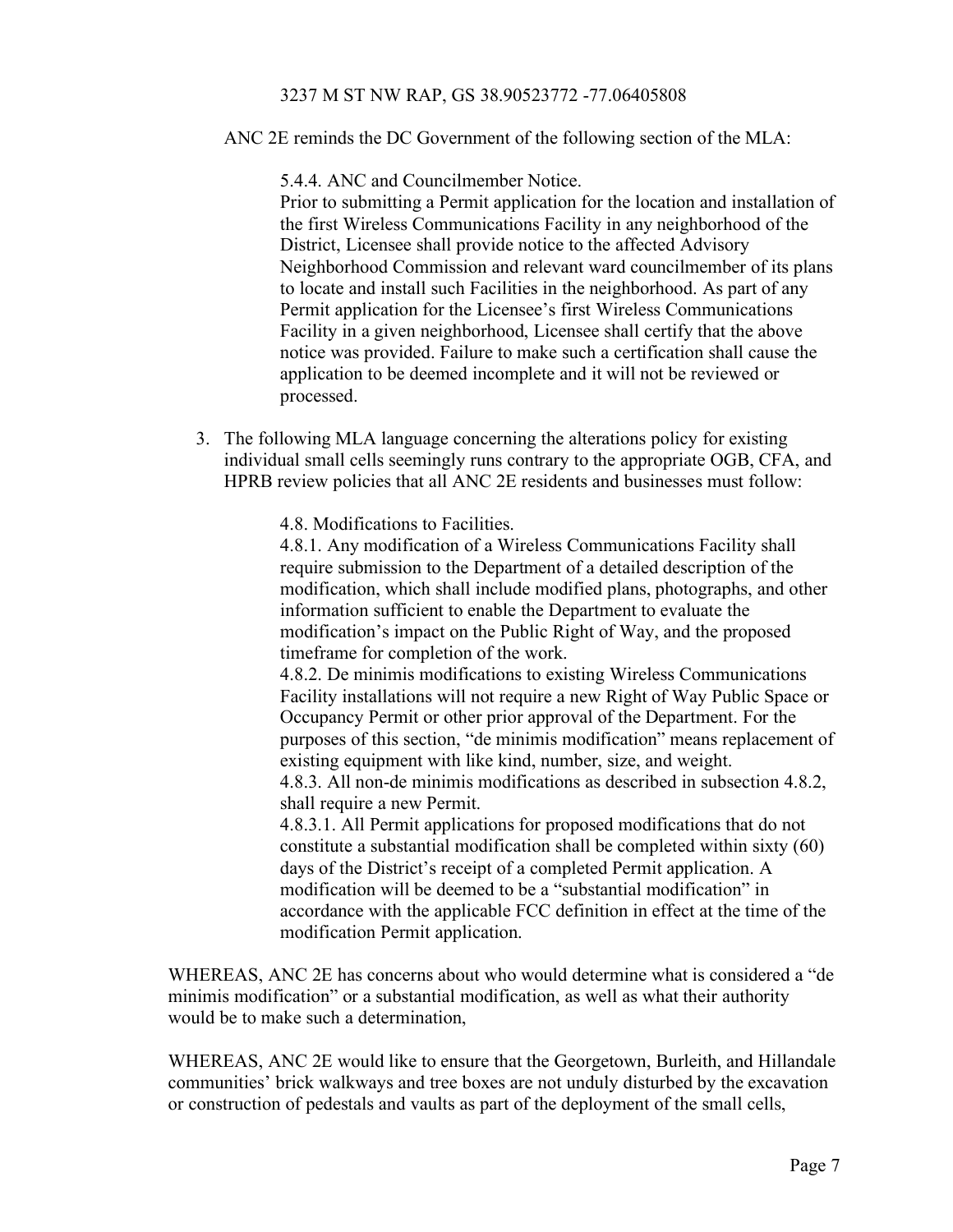3237 M ST NW RAP, GS 38.90523772 -77.06405808

ANC 2E reminds the DC Government of the following section of the MLA:

> 5.4.4. ANC and Councilmember Notice.
> Prior to submitting a Permit application for the location and installation of the first Wireless Communications Facility in any neighborhood of the District, Licensee shall provide notice to the affected Advisory Neighborhood Commission and relevant ward councilmember of its plans to locate and install such Facilities in the neighborhood. As part of any Permit application for the Licensee's first Wireless Communications Facility in a given neighborhood, Licensee shall certify that the above notice was provided. Failure to make such a certification shall cause the application to be deemed incomplete and it will not be reviewed or processed.

3. The following MLA language concerning the alterations policy for existing individual small cells seemingly runs contrary to the appropriate OGB, CFA, and HPRB review policies that all ANC 2E residents and businesses must follow:

> 4.8. Modifications to Facilities.
> 4.8.1. Any modification of a Wireless Communications Facility shall require submission to the Department of a detailed description of the modification, which shall include modified plans, photographs, and other information sufficient to enable the Department to evaluate the modification's impact on the Public Right of Way, and the proposed timeframe for completion of the work.
> 4.8.2. De minimis modifications to existing Wireless Communications Facility installations will not require a new Right of Way Public Space or Occupancy Permit or other prior approval of the Department. For the purposes of this section, "de minimis modification" means replacement of existing equipment with like kind, number, size, and weight.
> 4.8.3. All non-de minimis modifications as described in subsection 4.8.2, shall require a new Permit.
> 4.8.3.1. All Permit applications for proposed modifications that do not constitute a substantial modification shall be completed within sixty (60) days of the District's receipt of a completed Permit application. A modification will be deemed to be a "substantial modification" in accordance with the applicable FCC definition in effect at the time of the modification Permit application.

WHEREAS, ANC 2E has concerns about who would determine what is considered a "de minimis modification" or a substantial modification, as well as what their authority would be to make such a determination,

WHEREAS, ANC 2E would like to ensure that the Georgetown, Burleith, and Hillandale communities' brick walkways and tree boxes are not unduly disturbed by the excavation or construction of pedestals and vaults as part of the deployment of the small cells,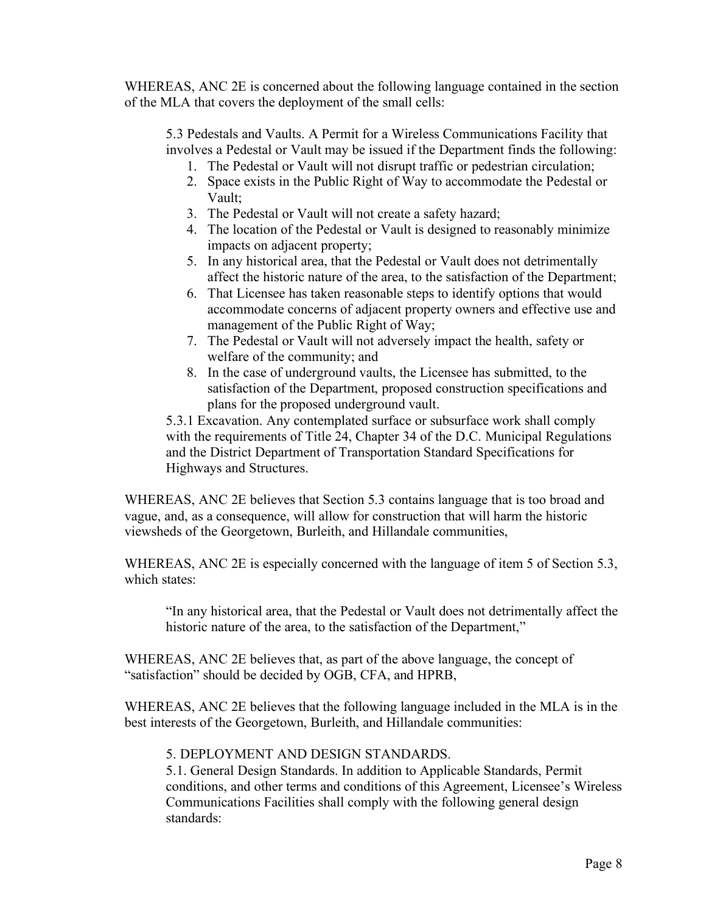WHEREAS, ANC 2E is concerned about the following language contained in the section of the MLA that covers the deployment of the small cells:

> 5.3 Pedestals and Vaults. A Permit for a Wireless Communications Facility that involves a Pedestal or Vault may be issued if the Department finds the following:
>
> 1. The Pedestal or Vault will not disrupt traffic or pedestrian circulation;
> 2. Space exists in the Public Right of Way to accommodate the Pedestal or Vault;
> 3. The Pedestal or Vault will not create a safety hazard;
> 4. The location of the Pedestal or Vault is designed to reasonably minimize impacts on adjacent property;
> 5. In any historical area, that the Pedestal or Vault does not detrimentally affect the historic nature of the area, to the satisfaction of the Department;
> 6. That Licensee has taken reasonable steps to identify options that would accommodate concerns of adjacent property owners and effective use and management of the Public Right of Way;
> 7. The Pedestal or Vault will not adversely impact the health, safety or welfare of the community; and
> 8. In the case of underground vaults, the Licensee has submitted, to the satisfaction of the Department, proposed construction specifications and plans for the proposed underground vault.
>
> 5.3.1 Excavation. Any contemplated surface or subsurface work shall comply with the requirements of Title 24, Chapter 34 of the D.C. Municipal Regulations and the District Department of Transportation Standard Specifications for Highways and Structures.

WHEREAS, ANC 2E believes that Section 5.3 contains language that is too broad and vague, and, as a consequence, will allow for construction that will harm the historic viewsheds of the Georgetown, Burleith, and Hillandale communities,

WHEREAS, ANC 2E is especially concerned with the language of item 5 of Section 5.3, which states:

> "In any historical area, that the Pedestal or Vault does not detrimentally affect the historic nature of the area, to the satisfaction of the Department,"

WHEREAS, ANC 2E believes that, as part of the above language, the concept of "satisfaction" should be decided by OGB, CFA, and HPRB,

WHEREAS, ANC 2E believes that the following language included in the MLA is in the best interests of the Georgetown, Burleith, and Hillandale communities:

> 5. DEPLOYMENT AND DESIGN STANDARDS.
>
> 5.1. General Design Standards. In addition to Applicable Standards, Permit conditions, and other terms and conditions of this Agreement, Licensee's Wireless Communications Facilities shall comply with the following general design standards: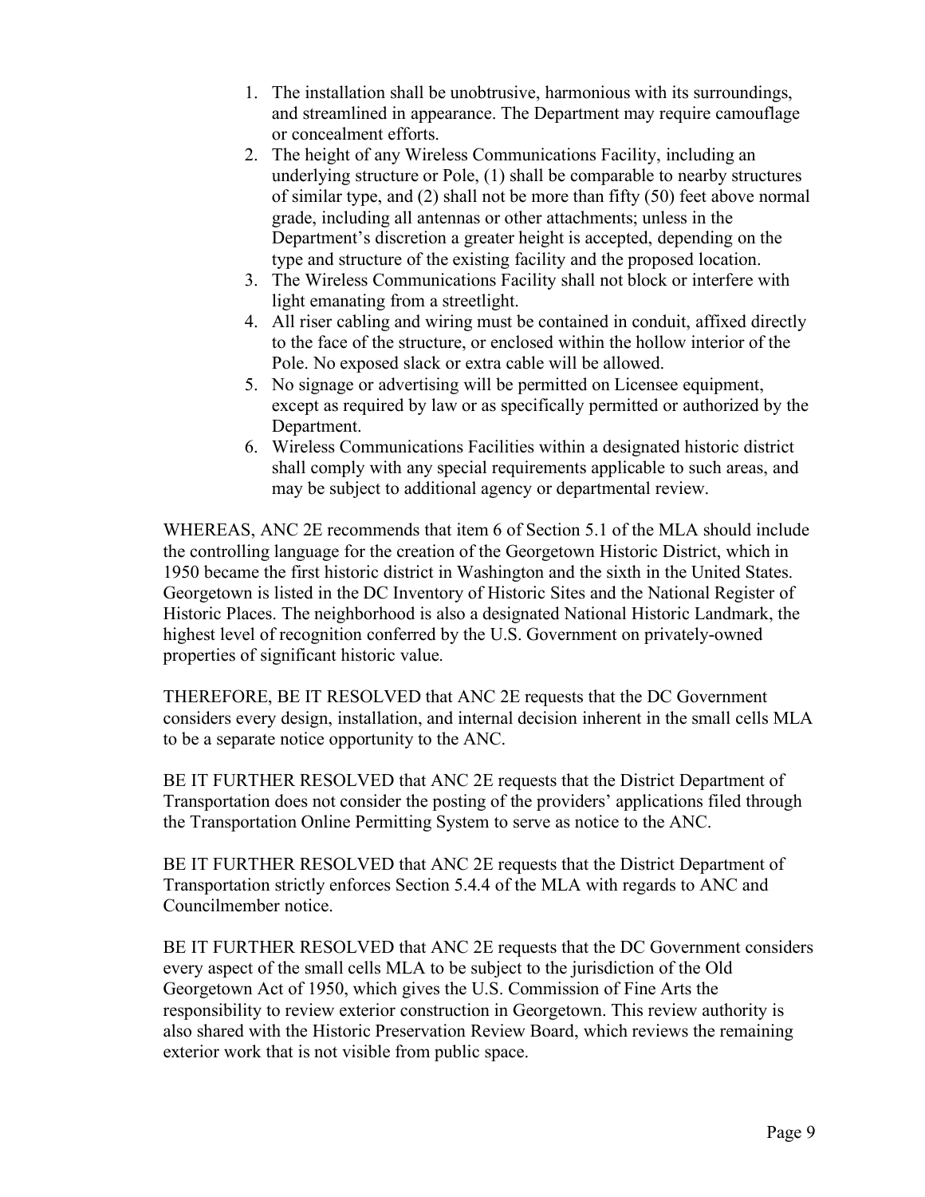1. The installation shall be unobtrusive, harmonious with its surroundings, and streamlined in appearance. The Department may require camouflage or concealment efforts.
2. The height of any Wireless Communications Facility, including an underlying structure or Pole, (1) shall be comparable to nearby structures of similar type, and (2) shall not be more than fifty (50) feet above normal grade, including all antennas or other attachments; unless in the Department's discretion a greater height is accepted, depending on the type and structure of the existing facility and the proposed location.
3. The Wireless Communications Facility shall not block or interfere with light emanating from a streetlight.
4. All riser cabling and wiring must be contained in conduit, affixed directly to the face of the structure, or enclosed within the hollow interior of the Pole. No exposed slack or extra cable will be allowed.
5. No signage or advertising will be permitted on Licensee equipment, except as required by law or as specifically permitted or authorized by the Department.
6. Wireless Communications Facilities within a designated historic district shall comply with any special requirements applicable to such areas, and may be subject to additional agency or departmental review.

WHEREAS, ANC 2E recommends that item 6 of Section 5.1 of the MLA should include the controlling language for the creation of the Georgetown Historic District, which in 1950 became the first historic district in Washington and the sixth in the United States. Georgetown is listed in the DC Inventory of Historic Sites and the National Register of Historic Places. The neighborhood is also a designated National Historic Landmark, the highest level of recognition conferred by the U.S. Government on privately-owned properties of significant historic value.

THEREFORE, BE IT RESOLVED that ANC 2E requests that the DC Government considers every design, installation, and internal decision inherent in the small cells MLA to be a separate notice opportunity to the ANC.

BE IT FURTHER RESOLVED that ANC 2E requests that the District Department of Transportation does not consider the posting of the providers' applications filed through the Transportation Online Permitting System to serve as notice to the ANC.

BE IT FURTHER RESOLVED that ANC 2E requests that the District Department of Transportation strictly enforces Section 5.4.4 of the MLA with regards to ANC and Councilmember notice.

BE IT FURTHER RESOLVED that ANC 2E requests that the DC Government considers every aspect of the small cells MLA to be subject to the jurisdiction of the Old Georgetown Act of 1950, which gives the U.S. Commission of Fine Arts the responsibility to review exterior construction in Georgetown. This review authority is also shared with the Historic Preservation Review Board, which reviews the remaining exterior work that is not visible from public space.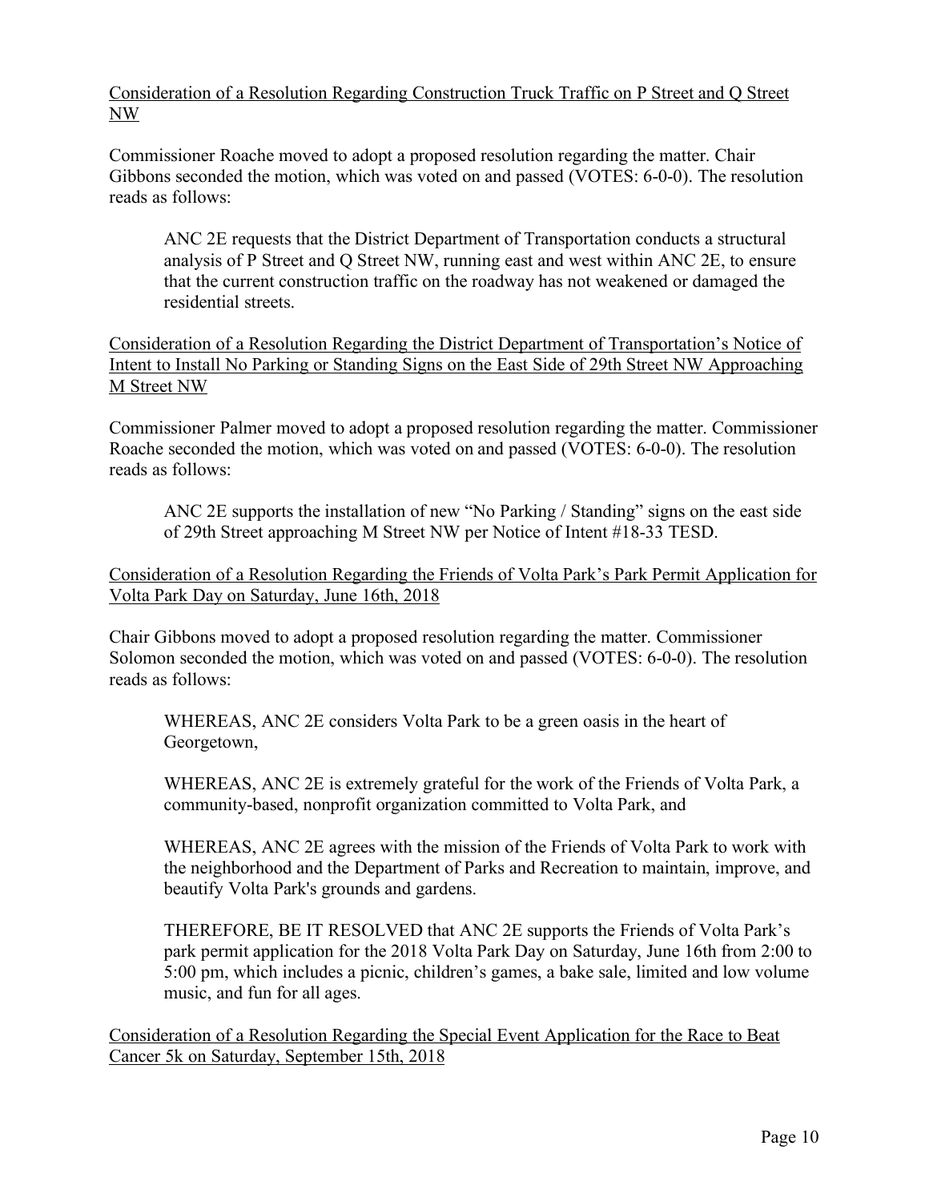<u>Consideration of a Resolution Regarding Construction Truck Traffic on P Street and Q Street NW</u>

Commissioner Roache moved to adopt a proposed resolution regarding the matter. Chair Gibbons seconded the motion, which was voted on and passed (VOTES: 6-0-0). The resolution reads as follows:

> ANC 2E requests that the District Department of Transportation conducts a structural analysis of P Street and Q Street NW, running east and west within ANC 2E, to ensure that the current construction traffic on the roadway has not weakened or damaged the residential streets.

<u>Consideration of a Resolution Regarding the District Department of Transportation's Notice of Intent to Install No Parking or Standing Signs on the East Side of 29th Street NW Approaching M Street NW</u>

Commissioner Palmer moved to adopt a proposed resolution regarding the matter. Commissioner Roache seconded the motion, which was voted on and passed (VOTES: 6-0-0). The resolution reads as follows:

> ANC 2E supports the installation of new "No Parking / Standing" signs on the east side of 29th Street approaching M Street NW per Notice of Intent #18-33 TESD.

<u>Consideration of a Resolution Regarding the Friends of Volta Park's Park Permit Application for Volta Park Day on Saturday, June 16th, 2018</u>

Chair Gibbons moved to adopt a proposed resolution regarding the matter. Commissioner Solomon seconded the motion, which was voted on and passed (VOTES: 6-0-0). The resolution reads as follows:

> WHEREAS, ANC 2E considers Volta Park to be a green oasis in the heart of Georgetown,
>
> WHEREAS, ANC 2E is extremely grateful for the work of the Friends of Volta Park, a community-based, nonprofit organization committed to Volta Park, and
>
> WHEREAS, ANC 2E agrees with the mission of the Friends of Volta Park to work with the neighborhood and the Department of Parks and Recreation to maintain, improve, and beautify Volta Park's grounds and gardens.
>
> THEREFORE, BE IT RESOLVED that ANC 2E supports the Friends of Volta Park's park permit application for the 2018 Volta Park Day on Saturday, June 16th from 2:00 to 5:00 pm, which includes a picnic, children's games, a bake sale, limited and low volume music, and fun for all ages.

<u>Consideration of a Resolution Regarding the Special Event Application for the Race to Beat Cancer 5k on Saturday, September 15th, 2018</u>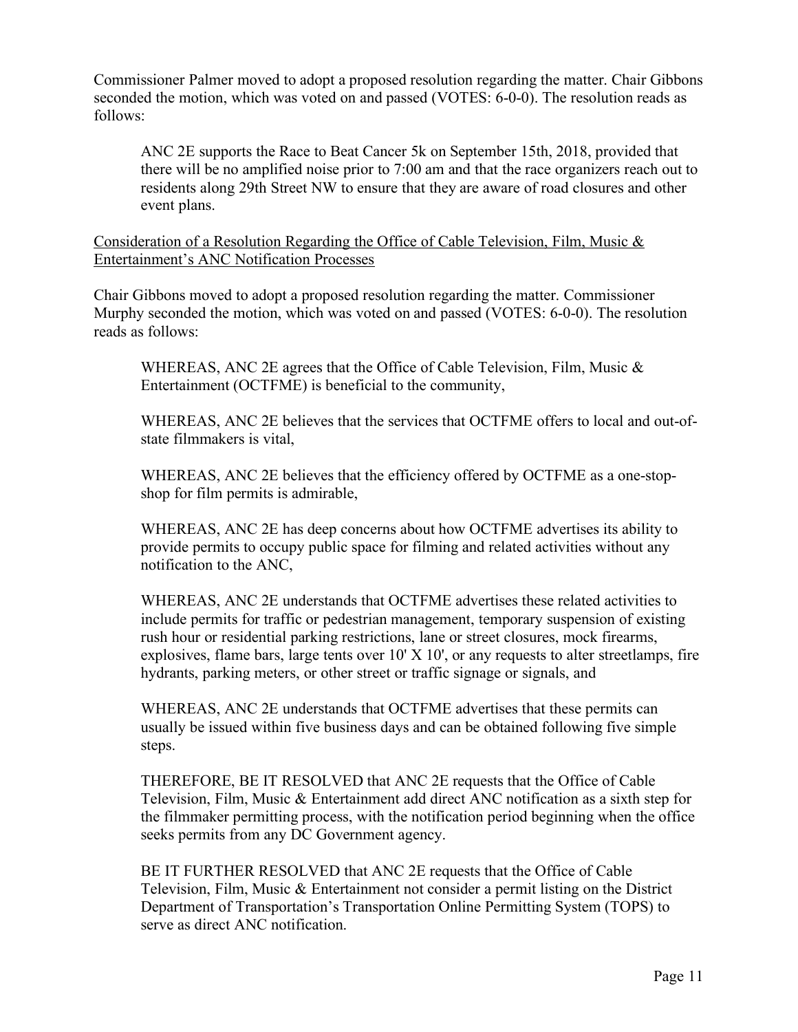Commissioner Palmer moved to adopt a proposed resolution regarding the matter. Chair Gibbons seconded the motion, which was voted on and passed (VOTES: 6-0-0). The resolution reads as follows:

> ANC 2E supports the Race to Beat Cancer 5k on September 15th, 2018, provided that there will be no amplified noise prior to 7:00 am and that the race organizers reach out to residents along 29th Street NW to ensure that they are aware of road closures and other event plans.

<u>Consideration of a Resolution Regarding the Office of Cable Television, Film, Music & Entertainment's ANC Notification Processes</u>

Chair Gibbons moved to adopt a proposed resolution regarding the matter. Commissioner Murphy seconded the motion, which was voted on and passed (VOTES: 6-0-0). The resolution reads as follows:

> WHEREAS, ANC 2E agrees that the Office of Cable Television, Film, Music & Entertainment (OCTFME) is beneficial to the community,
>
> WHEREAS, ANC 2E believes that the services that OCTFME offers to local and out-of-state filmmakers is vital,
>
> WHEREAS, ANC 2E believes that the efficiency offered by OCTFME as a one-stop-shop for film permits is admirable,
>
> WHEREAS, ANC 2E has deep concerns about how OCTFME advertises its ability to provide permits to occupy public space for filming and related activities without any notification to the ANC,
>
> WHEREAS, ANC 2E understands that OCTFME advertises these related activities to include permits for traffic or pedestrian management, temporary suspension of existing rush hour or residential parking restrictions, lane or street closures, mock firearms, explosives, flame bars, large tents over 10' X 10', or any requests to alter streetlamps, fire hydrants, parking meters, or other street or traffic signage or signals, and
>
> WHEREAS, ANC 2E understands that OCTFME advertises that these permits can usually be issued within five business days and can be obtained following five simple steps.
>
> THEREFORE, BE IT RESOLVED that ANC 2E requests that the Office of Cable Television, Film, Music & Entertainment add direct ANC notification as a sixth step for the filmmaker permitting process, with the notification period beginning when the office seeks permits from any DC Government agency.
>
> BE IT FURTHER RESOLVED that ANC 2E requests that the Office of Cable Television, Film, Music & Entertainment not consider a permit listing on the District Department of Transportation's Transportation Online Permitting System (TOPS) to serve as direct ANC notification.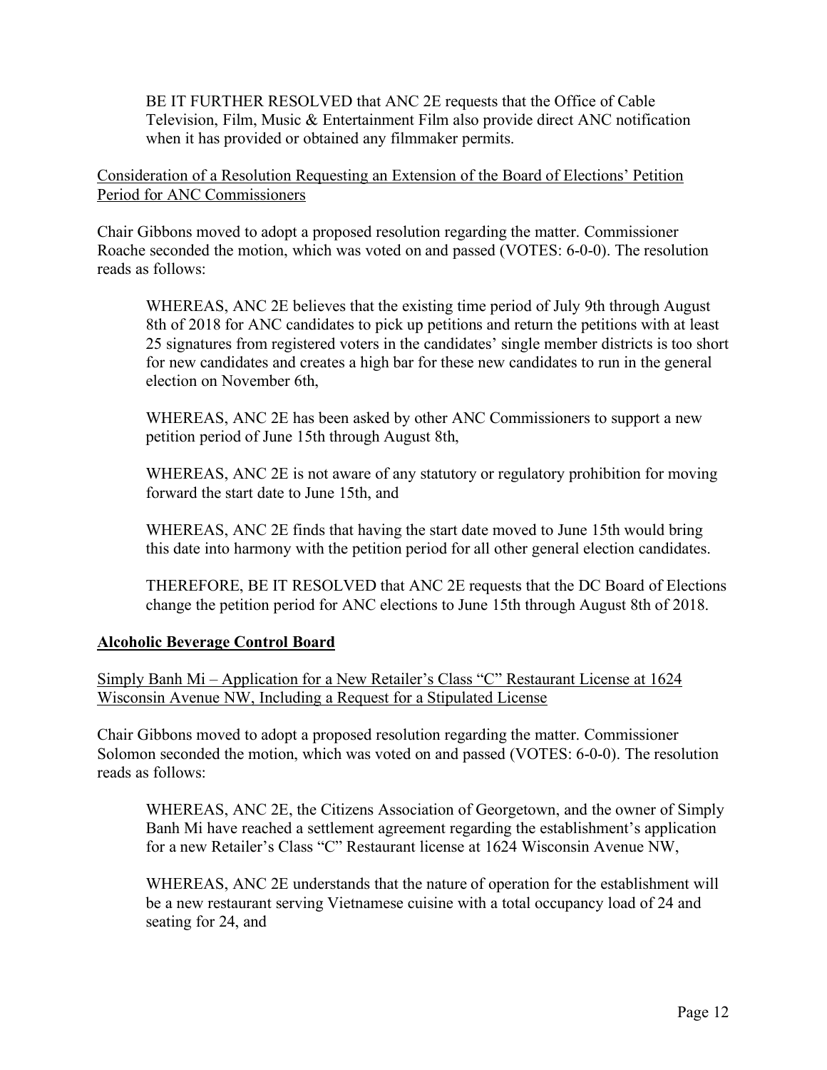BE IT FURTHER RESOLVED that ANC 2E requests that the Office of Cable Television, Film, Music & Entertainment Film also provide direct ANC notification when it has provided or obtained any filmmaker permits.

Consideration of a Resolution Requesting an Extension of the Board of Elections' Petition Period for ANC Commissioners

Chair Gibbons moved to adopt a proposed resolution regarding the matter. Commissioner Roache seconded the motion, which was voted on and passed (VOTES: 6-0-0). The resolution reads as follows:

> WHEREAS, ANC 2E believes that the existing time period of July 9th through August 8th of 2018 for ANC candidates to pick up petitions and return the petitions with at least 25 signatures from registered voters in the candidates' single member districts is too short for new candidates and creates a high bar for these new candidates to run in the general election on November 6th,
>
> WHEREAS, ANC 2E has been asked by other ANC Commissioners to support a new petition period of June 15th through August 8th,
>
> WHEREAS, ANC 2E is not aware of any statutory or regulatory prohibition for moving forward the start date to June 15th, and
>
> WHEREAS, ANC 2E finds that having the start date moved to June 15th would bring this date into harmony with the petition period for all other general election candidates.
>
> THEREFORE, BE IT RESOLVED that ANC 2E requests that the DC Board of Elections change the petition period for ANC elections to June 15th through August 8th of 2018.

**Alcoholic Beverage Control Board**

Simply Banh Mi – Application for a New Retailer's Class "C" Restaurant License at 1624 Wisconsin Avenue NW, Including a Request for a Stipulated License

Chair Gibbons moved to adopt a proposed resolution regarding the matter. Commissioner Solomon seconded the motion, which was voted on and passed (VOTES: 6-0-0). The resolution reads as follows:

> WHEREAS, ANC 2E, the Citizens Association of Georgetown, and the owner of Simply Banh Mi have reached a settlement agreement regarding the establishment's application for a new Retailer's Class "C" Restaurant license at 1624 Wisconsin Avenue NW,
>
> WHEREAS, ANC 2E understands that the nature of operation for the establishment will be a new restaurant serving Vietnamese cuisine with a total occupancy load of 24 and seating for 24, and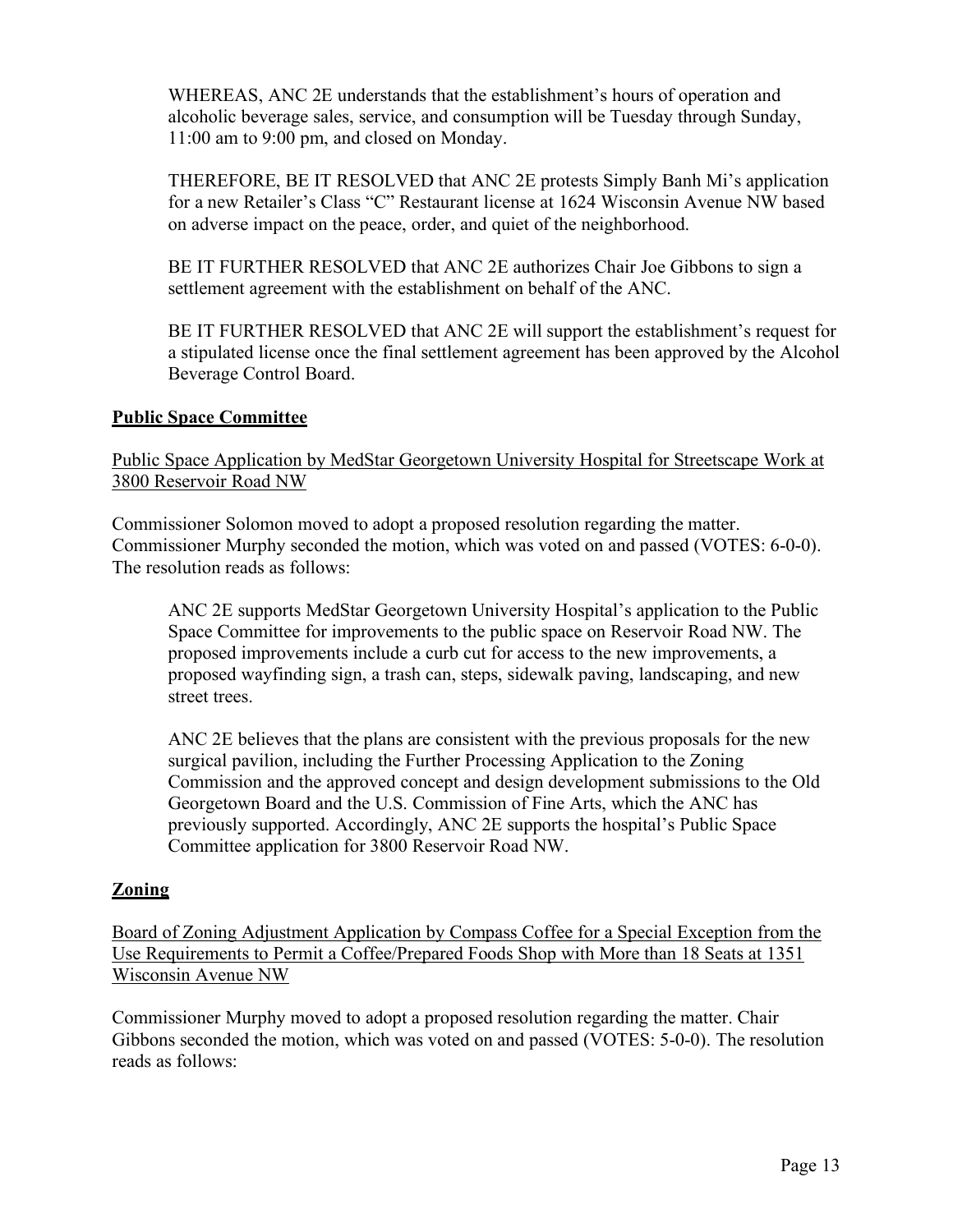WHEREAS, ANC 2E understands that the establishment's hours of operation and alcoholic beverage sales, service, and consumption will be Tuesday through Sunday, 11:00 am to 9:00 pm, and closed on Monday.

THEREFORE, BE IT RESOLVED that ANC 2E protests Simply Banh Mi's application for a new Retailer's Class "C" Restaurant license at 1624 Wisconsin Avenue NW based on adverse impact on the peace, order, and quiet of the neighborhood.

BE IT FURTHER RESOLVED that ANC 2E authorizes Chair Joe Gibbons to sign a settlement agreement with the establishment on behalf of the ANC.

BE IT FURTHER RESOLVED that ANC 2E will support the establishment's request for a stipulated license once the final settlement agreement has been approved by the Alcohol Beverage Control Board.

## Public Space Committee

Public Space Application by MedStar Georgetown University Hospital for Streetscape Work at 3800 Reservoir Road NW

Commissioner Solomon moved to adopt a proposed resolution regarding the matter. Commissioner Murphy seconded the motion, which was voted on and passed (VOTES: 6-0-0). The resolution reads as follows:

ANC 2E supports MedStar Georgetown University Hospital's application to the Public Space Committee for improvements to the public space on Reservoir Road NW. The proposed improvements include a curb cut for access to the new improvements, a proposed wayfinding sign, a trash can, steps, sidewalk paving, landscaping, and new street trees.

ANC 2E believes that the plans are consistent with the previous proposals for the new surgical pavilion, including the Further Processing Application to the Zoning Commission and the approved concept and design development submissions to the Old Georgetown Board and the U.S. Commission of Fine Arts, which the ANC has previously supported. Accordingly, ANC 2E supports the hospital's Public Space Committee application for 3800 Reservoir Road NW.

## Zoning

Board of Zoning Adjustment Application by Compass Coffee for a Special Exception from the Use Requirements to Permit a Coffee/Prepared Foods Shop with More than 18 Seats at 1351 Wisconsin Avenue NW

Commissioner Murphy moved to adopt a proposed resolution regarding the matter. Chair Gibbons seconded the motion, which was voted on and passed (VOTES: 5-0-0). The resolution reads as follows: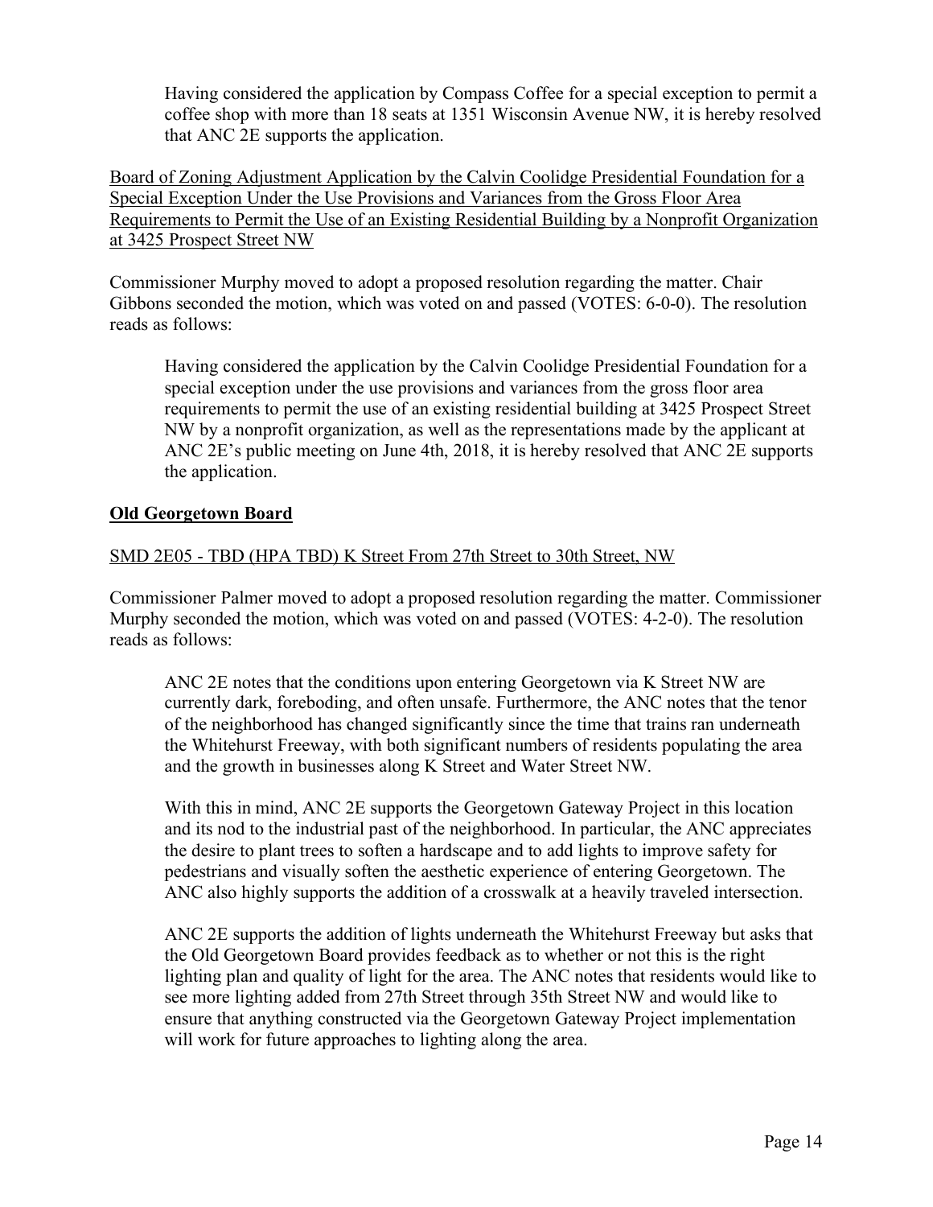> Having considered the application by Compass Coffee for a special exception to permit a coffee shop with more than 18 seats at 1351 Wisconsin Avenue NW, it is hereby resolved that ANC 2E supports the application.

Board of Zoning Adjustment Application by the Calvin Coolidge Presidential Foundation for a Special Exception Under the Use Provisions and Variances from the Gross Floor Area Requirements to Permit the Use of an Existing Residential Building by a Nonprofit Organization at 3425 Prospect Street NW

Commissioner Murphy moved to adopt a proposed resolution regarding the matter. Chair Gibbons seconded the motion, which was voted on and passed (VOTES: 6-0-0). The resolution reads as follows:

> Having considered the application by the Calvin Coolidge Presidential Foundation for a special exception under the use provisions and variances from the gross floor area requirements to permit the use of an existing residential building at 3425 Prospect Street NW by a nonprofit organization, as well as the representations made by the applicant at ANC 2E's public meeting on June 4th, 2018, it is hereby resolved that ANC 2E supports the application.

## Old Georgetown Board

SMD 2E05 - TBD (HPA TBD) K Street From 27th Street to 30th Street, NW

Commissioner Palmer moved to adopt a proposed resolution regarding the matter. Commissioner Murphy seconded the motion, which was voted on and passed (VOTES: 4-2-0). The resolution reads as follows:

> ANC 2E notes that the conditions upon entering Georgetown via K Street NW are currently dark, foreboding, and often unsafe. Furthermore, the ANC notes that the tenor of the neighborhood has changed significantly since the time that trains ran underneath the Whitehurst Freeway, with both significant numbers of residents populating the area and the growth in businesses along K Street and Water Street NW.
>
> With this in mind, ANC 2E supports the Georgetown Gateway Project in this location and its nod to the industrial past of the neighborhood. In particular, the ANC appreciates the desire to plant trees to soften a hardscape and to add lights to improve safety for pedestrians and visually soften the aesthetic experience of entering Georgetown. The ANC also highly supports the addition of a crosswalk at a heavily traveled intersection.
>
> ANC 2E supports the addition of lights underneath the Whitehurst Freeway but asks that the Old Georgetown Board provides feedback as to whether or not this is the right lighting plan and quality of light for the area. The ANC notes that residents would like to see more lighting added from 27th Street through 35th Street NW and would like to ensure that anything constructed via the Georgetown Gateway Project implementation will work for future approaches to lighting along the area.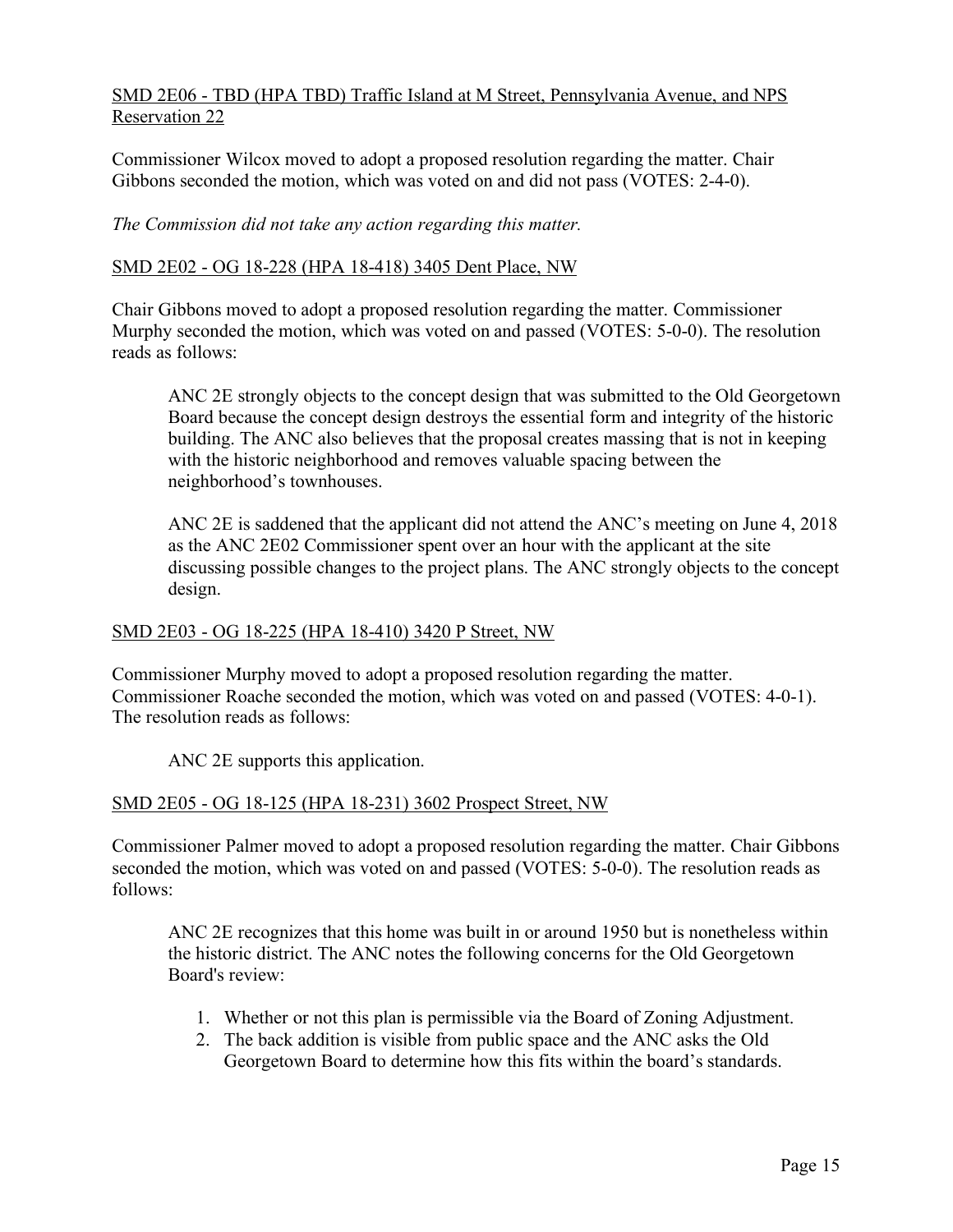SMD 2E06 - TBD (HPA TBD) Traffic Island at M Street, Pennsylvania Avenue, and NPS Reservation 22

Commissioner Wilcox moved to adopt a proposed resolution regarding the matter. Chair Gibbons seconded the motion, which was voted on and did not pass (VOTES: 2-4-0).

*The Commission did not take any action regarding this matter.*

SMD 2E02 - OG 18-228 (HPA 18-418) 3405 Dent Place, NW

Chair Gibbons moved to adopt a proposed resolution regarding the matter. Commissioner Murphy seconded the motion, which was voted on and passed (VOTES: 5-0-0). The resolution reads as follows:

> ANC 2E strongly objects to the concept design that was submitted to the Old Georgetown Board because the concept design destroys the essential form and integrity of the historic building. The ANC also believes that the proposal creates massing that is not in keeping with the historic neighborhood and removes valuable spacing between the neighborhood's townhouses.
>
> ANC 2E is saddened that the applicant did not attend the ANC's meeting on June 4, 2018 as the ANC 2E02 Commissioner spent over an hour with the applicant at the site discussing possible changes to the project plans. The ANC strongly objects to the concept design.

SMD 2E03 - OG 18-225 (HPA 18-410) 3420 P Street, NW

Commissioner Murphy moved to adopt a proposed resolution regarding the matter. Commissioner Roache seconded the motion, which was voted on and passed (VOTES: 4-0-1). The resolution reads as follows:

> ANC 2E supports this application.

SMD 2E05 - OG 18-125 (HPA 18-231) 3602 Prospect Street, NW

Commissioner Palmer moved to adopt a proposed resolution regarding the matter. Chair Gibbons seconded the motion, which was voted on and passed (VOTES: 5-0-0). The resolution reads as follows:

> ANC 2E recognizes that this home was built in or around 1950 but is nonetheless within the historic district. The ANC notes the following concerns for the Old Georgetown Board's review:
>
> 1. Whether or not this plan is permissible via the Board of Zoning Adjustment.
> 2. The back addition is visible from public space and the ANC asks the Old Georgetown Board to determine how this fits within the board's standards.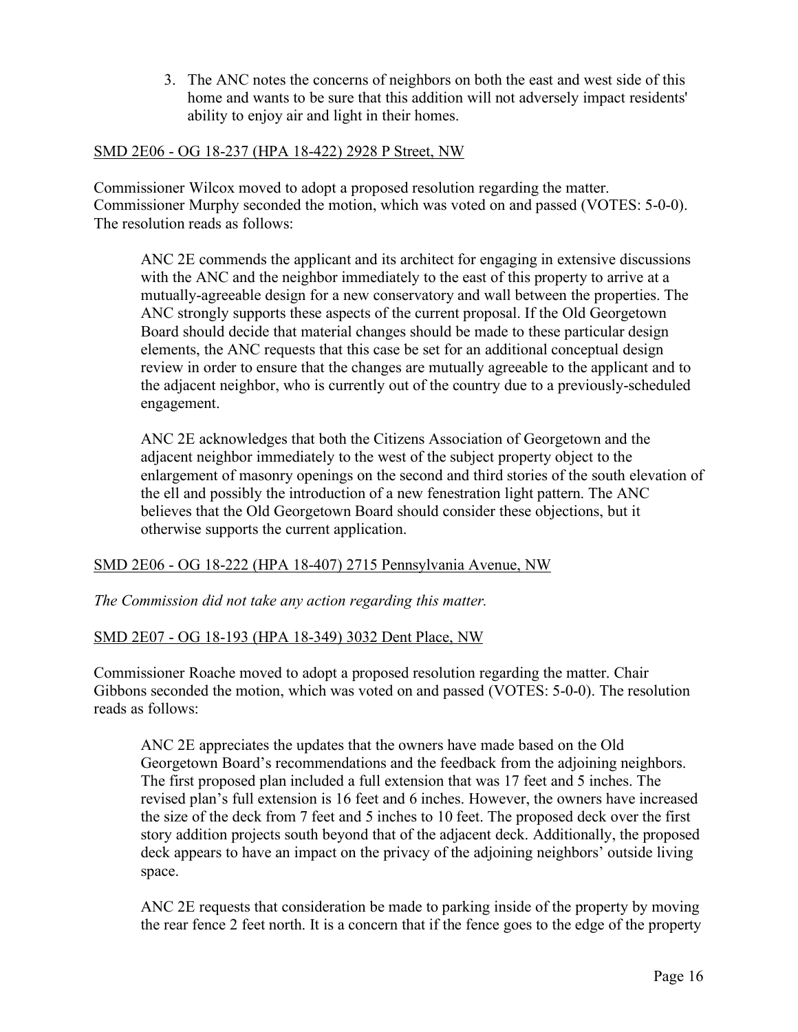3. The ANC notes the concerns of neighbors on both the east and west side of this home and wants to be sure that this addition will not adversely impact residents' ability to enjoy air and light in their homes.

SMD 2E06 - OG 18-237 (HPA 18-422) 2928 P Street, NW

Commissioner Wilcox moved to adopt a proposed resolution regarding the matter. Commissioner Murphy seconded the motion, which was voted on and passed (VOTES: 5-0-0). The resolution reads as follows:

> ANC 2E commends the applicant and its architect for engaging in extensive discussions with the ANC and the neighbor immediately to the east of this property to arrive at a mutually-agreeable design for a new conservatory and wall between the properties. The ANC strongly supports these aspects of the current proposal. If the Old Georgetown Board should decide that material changes should be made to these particular design elements, the ANC requests that this case be set for an additional conceptual design review in order to ensure that the changes are mutually agreeable to the applicant and to the adjacent neighbor, who is currently out of the country due to a previously-scheduled engagement.
>
> ANC 2E acknowledges that both the Citizens Association of Georgetown and the adjacent neighbor immediately to the west of the subject property object to the enlargement of masonry openings on the second and third stories of the south elevation of the ell and possibly the introduction of a new fenestration light pattern. The ANC believes that the Old Georgetown Board should consider these objections, but it otherwise supports the current application.

SMD 2E06 - OG 18-222 (HPA 18-407) 2715 Pennsylvania Avenue, NW

*The Commission did not take any action regarding this matter.*

SMD 2E07 - OG 18-193 (HPA 18-349) 3032 Dent Place, NW

Commissioner Roache moved to adopt a proposed resolution regarding the matter. Chair Gibbons seconded the motion, which was voted on and passed (VOTES: 5-0-0). The resolution reads as follows:

> ANC 2E appreciates the updates that the owners have made based on the Old Georgetown Board's recommendations and the feedback from the adjoining neighbors. The first proposed plan included a full extension that was 17 feet and 5 inches. The revised plan's full extension is 16 feet and 6 inches. However, the owners have increased the size of the deck from 7 feet and 5 inches to 10 feet. The proposed deck over the first story addition projects south beyond that of the adjacent deck. Additionally, the proposed deck appears to have an impact on the privacy of the adjoining neighbors' outside living space.
>
> ANC 2E requests that consideration be made to parking inside of the property by moving the rear fence 2 feet north. It is a concern that if the fence goes to the edge of the property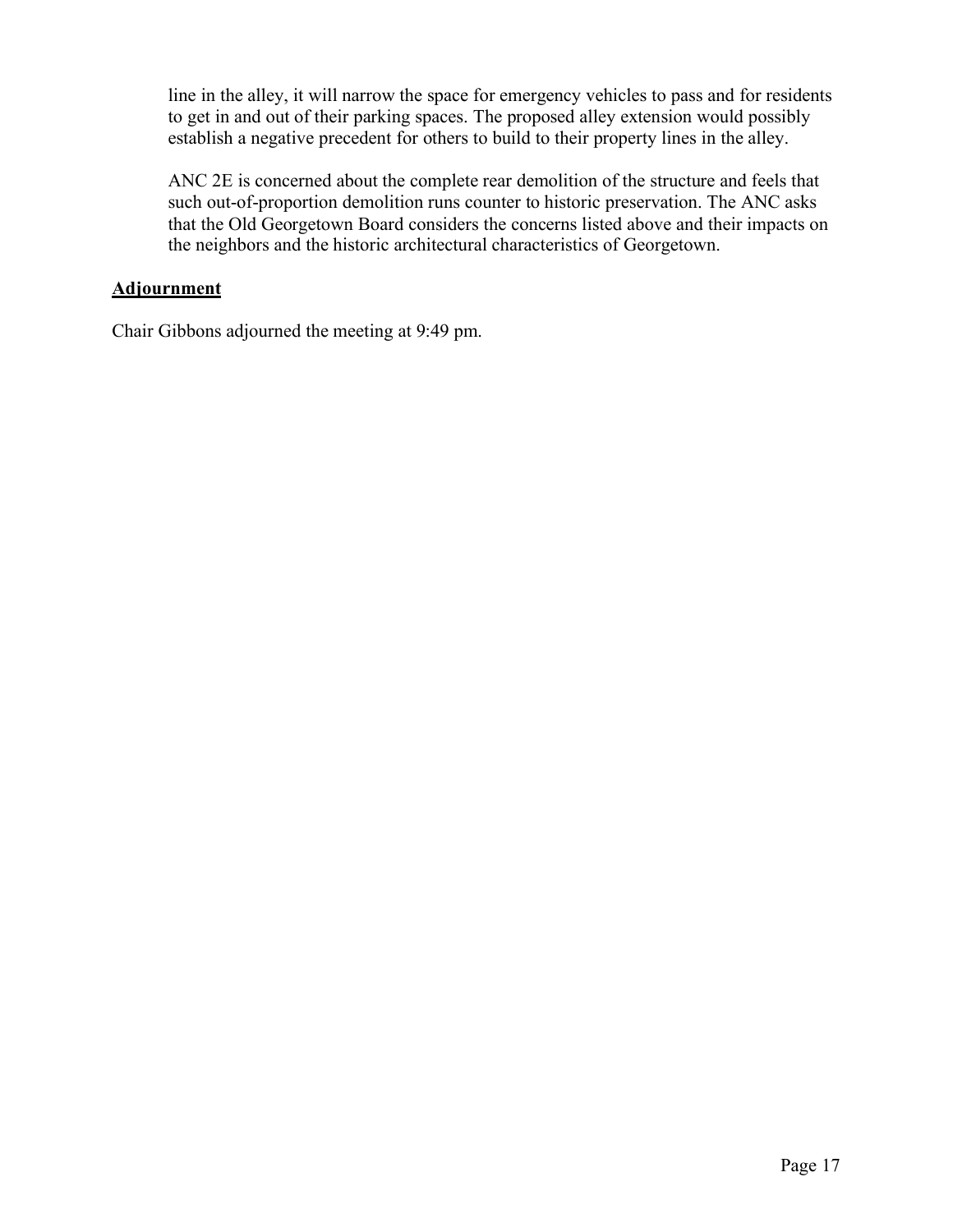line in the alley, it will narrow the space for emergency vehicles to pass and for residents to get in and out of their parking spaces. The proposed alley extension would possibly establish a negative precedent for others to build to their property lines in the alley.

ANC 2E is concerned about the complete rear demolition of the structure and feels that such out-of-proportion demolition runs counter to historic preservation. The ANC asks that the Old Georgetown Board considers the concerns listed above and their impacts on the neighbors and the historic architectural characteristics of Georgetown.

## Adjournment

Chair Gibbons adjourned the meeting at 9:49 pm.